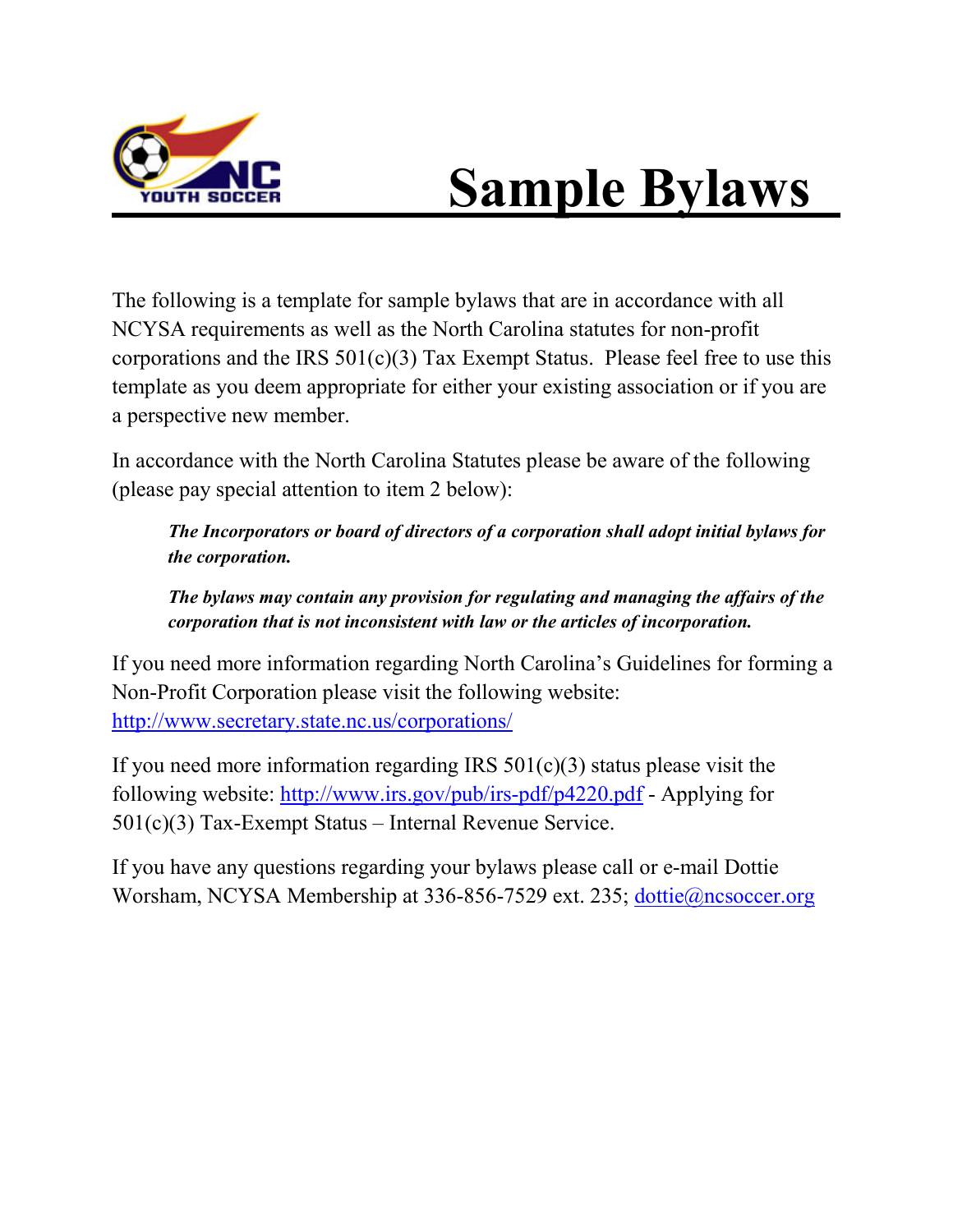# Sample Bylaws

The following is a template for sample bylaws that are in accordance with all NCYSA requirements as well as the North Carolina statutes for non-profit corporations and the IRS 501(c)(3) Tax Exempt Status. Please feel free to use this template as you deem appropriate for either your existing association or if you are a perspective new member.

In accordance with the North Carolina Statutes please be aware of the following (please pay special attention to item 2 below):

> ***The Incorporators or board of directors of a corporation shall adopt initial bylaws for the corporation.***
>
> ***The bylaws may contain any provision for regulating and managing the affairs of the corporation that is not inconsistent with law or the articles of incorporation.***

If you need more information regarding North Carolina's Guidelines for forming a Non-Profit Corporation please visit the following website: http://www.secretary.state.nc.us/corporations/

If you need more information regarding IRS 501(c)(3) status please visit the following website: http://www.irs.gov/pub/irs-pdf/p4220.pdf - Applying for 501(c)(3) Tax-Exempt Status – Internal Revenue Service.

If you have any questions regarding your bylaws please call or e-mail Dottie Worsham, NCYSA Membership at 336-856-7529 ext. 235; dottie@ncsoccer.org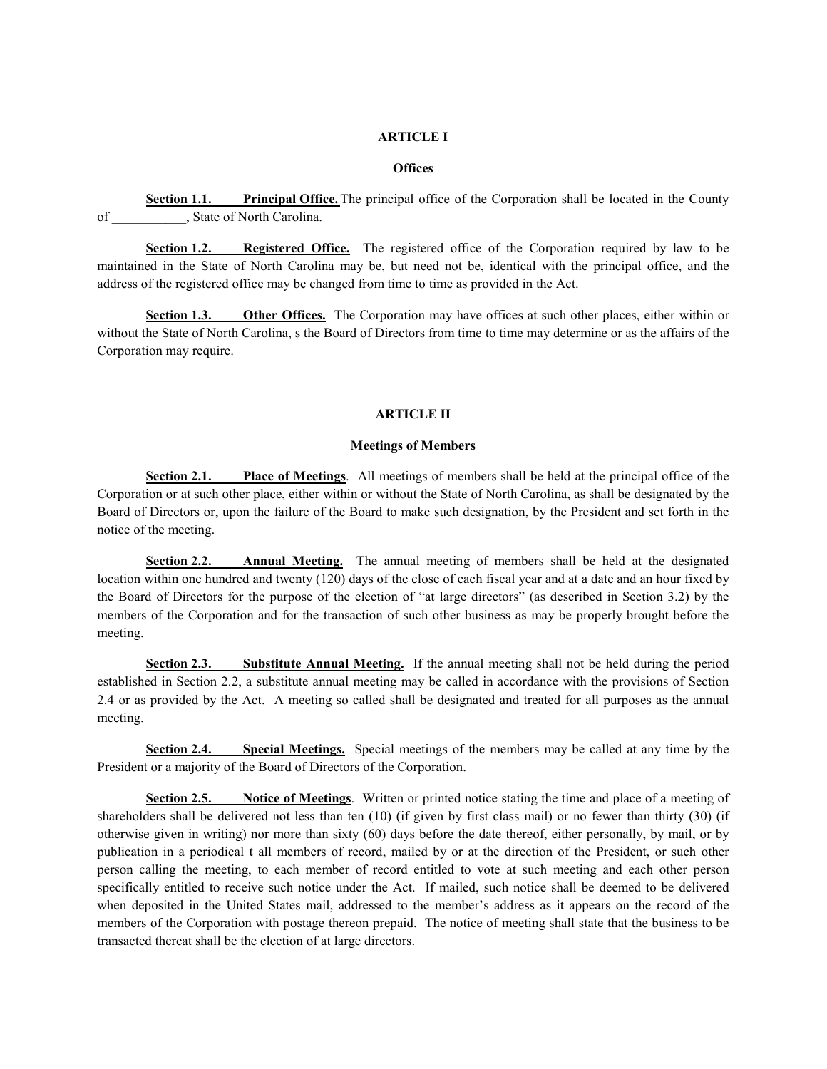## ARTICLE I

### Offices

**Section 1.1. Principal Office.** The principal office of the Corporation shall be located in the County of ___________, State of North Carolina.

**Section 1.2. Registered Office.** The registered office of the Corporation required by law to be maintained in the State of North Carolina may be, but need not be, identical with the principal office, and the address of the registered office may be changed from time to time as provided in the Act.

**Section 1.3. Other Offices.** The Corporation may have offices at such other places, either within or without the State of North Carolina, s the Board of Directors from time to time may determine or as the affairs of the Corporation may require.

## ARTICLE II

### Meetings of Members

**Section 2.1. Place of Meetings**. All meetings of members shall be held at the principal office of the Corporation or at such other place, either within or without the State of North Carolina, as shall be designated by the Board of Directors or, upon the failure of the Board to make such designation, by the President and set forth in the notice of the meeting.

**Section 2.2. Annual Meeting.** The annual meeting of members shall be held at the designated location within one hundred and twenty (120) days of the close of each fiscal year and at a date and an hour fixed by the Board of Directors for the purpose of the election of "at large directors" (as described in Section 3.2) by the members of the Corporation and for the transaction of such other business as may be properly brought before the meeting.

**Section 2.3. Substitute Annual Meeting.** If the annual meeting shall not be held during the period established in Section 2.2, a substitute annual meeting may be called in accordance with the provisions of Section 2.4 or as provided by the Act. A meeting so called shall be designated and treated for all purposes as the annual meeting.

**Section 2.4. Special Meetings.** Special meetings of the members may be called at any time by the President or a majority of the Board of Directors of the Corporation.

**Section 2.5. Notice of Meetings**. Written or printed notice stating the time and place of a meeting of shareholders shall be delivered not less than ten (10) (if given by first class mail) or no fewer than thirty (30) (if otherwise given in writing) nor more than sixty (60) days before the date thereof, either personally, by mail, or by publication in a periodical t all members of record, mailed by or at the direction of the President, or such other person calling the meeting, to each member of record entitled to vote at such meeting and each other person specifically entitled to receive such notice under the Act. If mailed, such notice shall be deemed to be delivered when deposited in the United States mail, addressed to the member's address as it appears on the record of the members of the Corporation with postage thereon prepaid. The notice of meeting shall state that the business to be transacted thereat shall be the election of at large directors.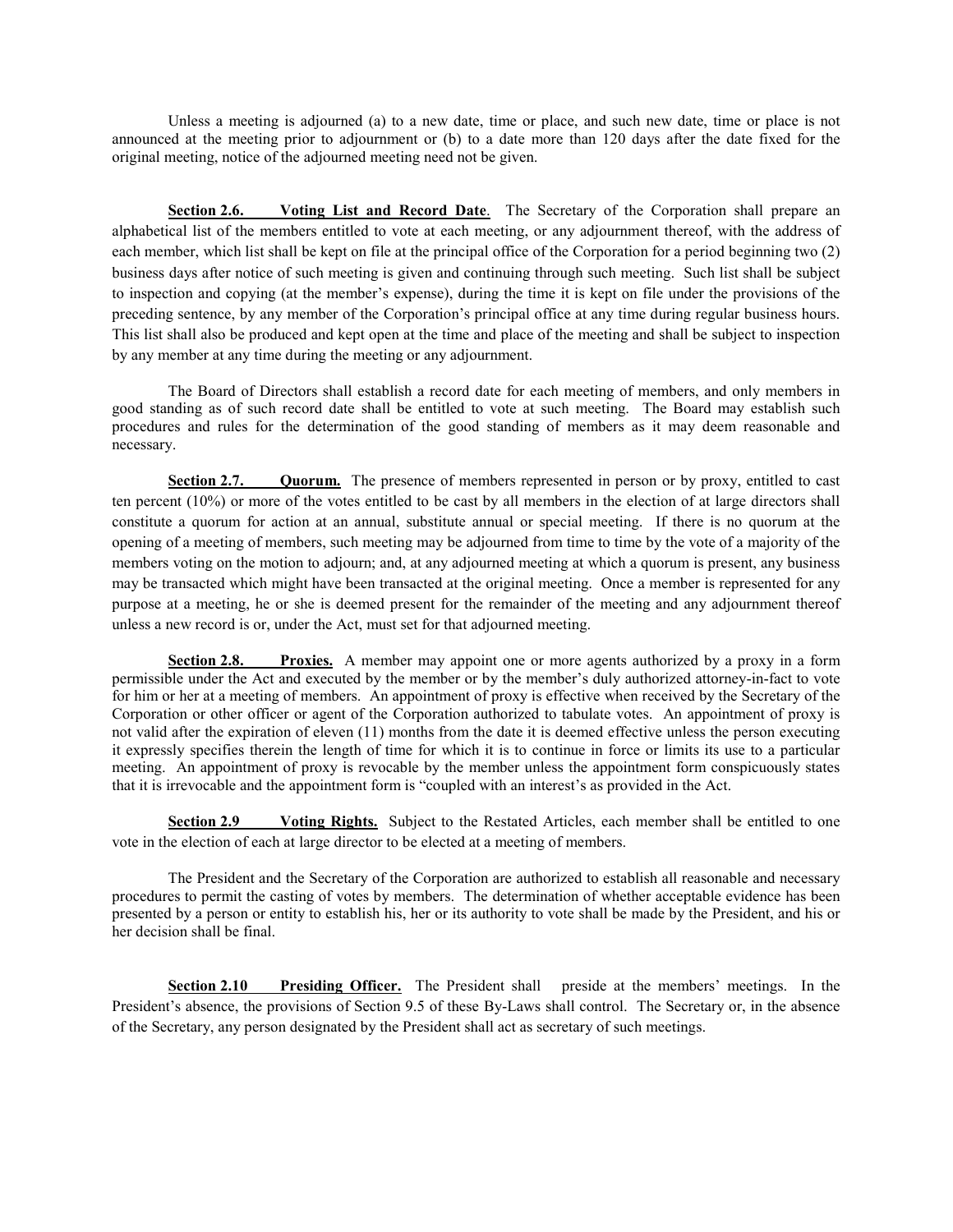Unless a meeting is adjourned (a) to a new date, time or place, and such new date, time or place is not announced at the meeting prior to adjournment or (b) to a date more than 120 days after the date fixed for the original meeting, notice of the adjourned meeting need not be given.

**Section 2.6. Voting List and Record Date**. The Secretary of the Corporation shall prepare an alphabetical list of the members entitled to vote at each meeting, or any adjournment thereof, with the address of each member, which list shall be kept on file at the principal office of the Corporation for a period beginning two (2) business days after notice of such meeting is given and continuing through such meeting. Such list shall be subject to inspection and copying (at the member's expense), during the time it is kept on file under the provisions of the preceding sentence, by any member of the Corporation's principal office at any time during regular business hours. This list shall also be produced and kept open at the time and place of the meeting and shall be subject to inspection by any member at any time during the meeting or any adjournment.

The Board of Directors shall establish a record date for each meeting of members, and only members in good standing as of such record date shall be entitled to vote at such meeting. The Board may establish such procedures and rules for the determination of the good standing of members as it may deem reasonable and necessary.

**Section 2.7. Quorum.** The presence of members represented in person or by proxy, entitled to cast ten percent (10%) or more of the votes entitled to be cast by all members in the election of at large directors shall constitute a quorum for action at an annual, substitute annual or special meeting. If there is no quorum at the opening of a meeting of members, such meeting may be adjourned from time to time by the vote of a majority of the members voting on the motion to adjourn; and, at any adjourned meeting at which a quorum is present, any business may be transacted which might have been transacted at the original meeting. Once a member is represented for any purpose at a meeting, he or she is deemed present for the remainder of the meeting and any adjournment thereof unless a new record is or, under the Act, must set for that adjourned meeting.

**Section 2.8. Proxies.** A member may appoint one or more agents authorized by a proxy in a form permissible under the Act and executed by the member or by the member's duly authorized attorney-in-fact to vote for him or her at a meeting of members. An appointment of proxy is effective when received by the Secretary of the Corporation or other officer or agent of the Corporation authorized to tabulate votes. An appointment of proxy is not valid after the expiration of eleven (11) months from the date it is deemed effective unless the person executing it expressly specifies therein the length of time for which it is to continue in force or limits its use to a particular meeting. An appointment of proxy is revocable by the member unless the appointment form conspicuously states that it is irrevocable and the appointment form is "coupled with an interest's as provided in the Act.

**Section 2.9 Voting Rights.** Subject to the Restated Articles, each member shall be entitled to one vote in the election of each at large director to be elected at a meeting of members.

The President and the Secretary of the Corporation are authorized to establish all reasonable and necessary procedures to permit the casting of votes by members. The determination of whether acceptable evidence has been presented by a person or entity to establish his, her or its authority to vote shall be made by the President, and his or her decision shall be final.

**Section 2.10 Presiding Officer.** The President shall preside at the members' meetings. In the President's absence, the provisions of Section 9.5 of these By-Laws shall control. The Secretary or, in the absence of the Secretary, any person designated by the President shall act as secretary of such meetings.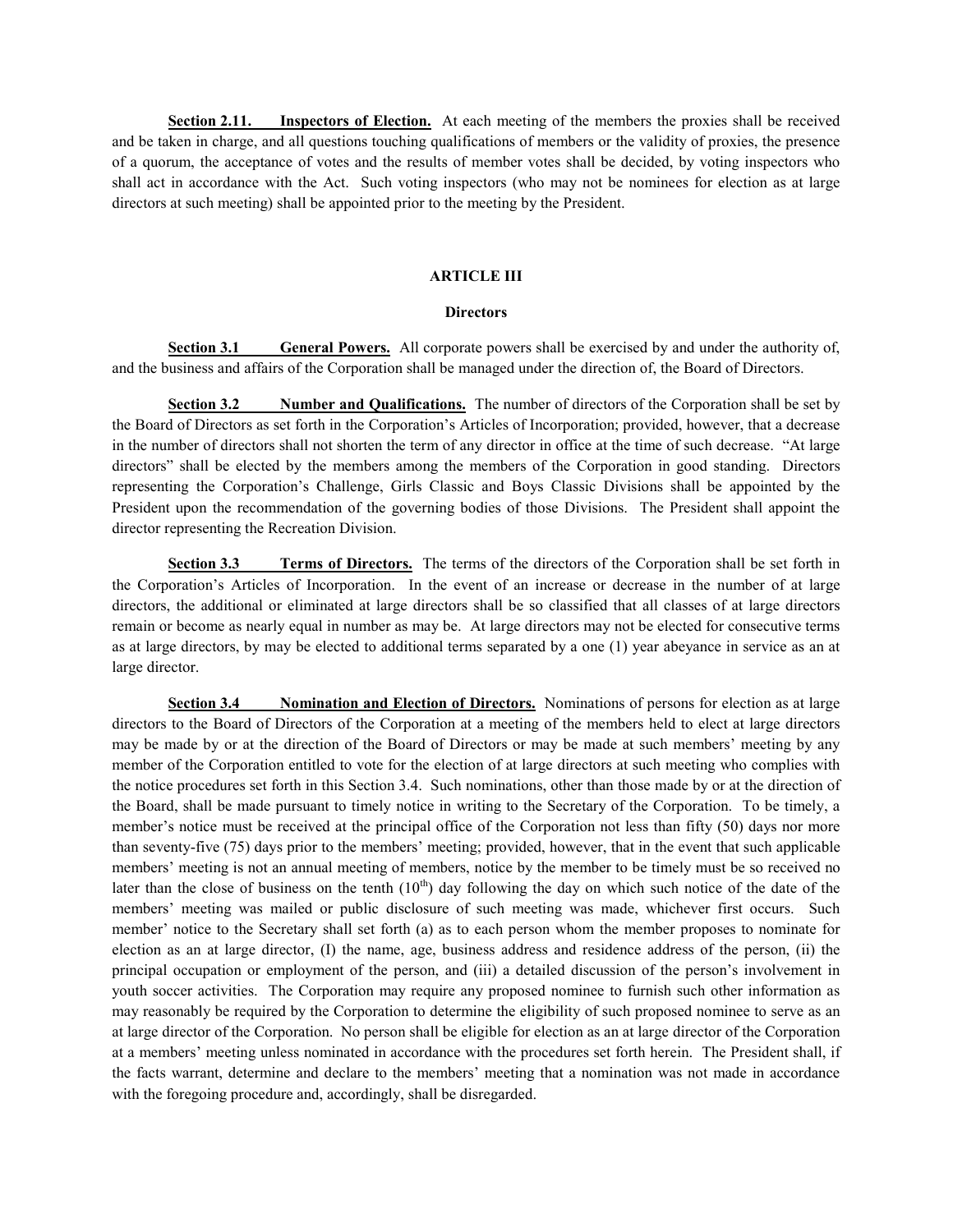**Section 2.11. Inspectors of Election.** At each meeting of the members the proxies shall be received and be taken in charge, and all questions touching qualifications of members or the validity of proxies, the presence of a quorum, the acceptance of votes and the results of member votes shall be decided, by voting inspectors who shall act in accordance with the Act. Such voting inspectors (who may not be nominees for election as at large directors at such meeting) shall be appointed prior to the meeting by the President.

## ARTICLE III

### Directors

**Section 3.1 General Powers.** All corporate powers shall be exercised by and under the authority of, and the business and affairs of the Corporation shall be managed under the direction of, the Board of Directors.

**Section 3.2 Number and Qualifications.** The number of directors of the Corporation shall be set by the Board of Directors as set forth in the Corporation's Articles of Incorporation; provided, however, that a decrease in the number of directors shall not shorten the term of any director in office at the time of such decrease. "At large directors" shall be elected by the members among the members of the Corporation in good standing. Directors representing the Corporation's Challenge, Girls Classic and Boys Classic Divisions shall be appointed by the President upon the recommendation of the governing bodies of those Divisions. The President shall appoint the director representing the Recreation Division.

**Section 3.3 Terms of Directors.** The terms of the directors of the Corporation shall be set forth in the Corporation's Articles of Incorporation. In the event of an increase or decrease in the number of at large directors, the additional or eliminated at large directors shall be so classified that all classes of at large directors remain or become as nearly equal in number as may be. At large directors may not be elected for consecutive terms as at large directors, by may be elected to additional terms separated by a one (1) year abeyance in service as an at large director.

**Section 3.4 Nomination and Election of Directors.** Nominations of persons for election as at large directors to the Board of Directors of the Corporation at a meeting of the members held to elect at large directors may be made by or at the direction of the Board of Directors or may be made at such members' meeting by any member of the Corporation entitled to vote for the election of at large directors at such meeting who complies with the notice procedures set forth in this Section 3.4. Such nominations, other than those made by or at the direction of the Board, shall be made pursuant to timely notice in writing to the Secretary of the Corporation. To be timely, a member's notice must be received at the principal office of the Corporation not less than fifty (50) days nor more than seventy-five (75) days prior to the members' meeting; provided, however, that in the event that such applicable members' meeting is not an annual meeting of members, notice by the member to be timely must be so received no later than the close of business on the tenth (10th) day following the day on which such notice of the date of the members' meeting was mailed or public disclosure of such meeting was made, whichever first occurs. Such member' notice to the Secretary shall set forth (a) as to each person whom the member proposes to nominate for election as an at large director, (I) the name, age, business address and residence address of the person, (ii) the principal occupation or employment of the person, and (iii) a detailed discussion of the person's involvement in youth soccer activities. The Corporation may require any proposed nominee to furnish such other information as may reasonably be required by the Corporation to determine the eligibility of such proposed nominee to serve as an at large director of the Corporation. No person shall be eligible for election as an at large director of the Corporation at a members' meeting unless nominated in accordance with the procedures set forth herein. The President shall, if the facts warrant, determine and declare to the members' meeting that a nomination was not made in accordance with the foregoing procedure and, accordingly, shall be disregarded.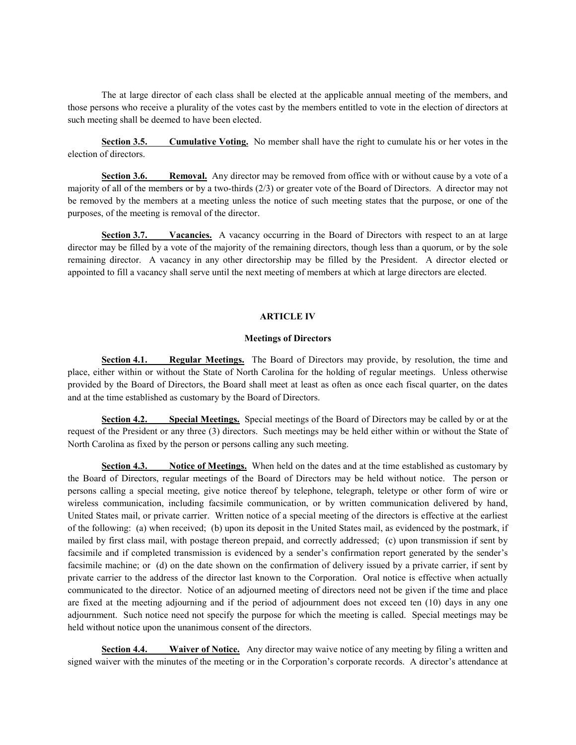The at large director of each class shall be elected at the applicable annual meeting of the members, and those persons who receive a plurality of the votes cast by the members entitled to vote in the election of directors at such meeting shall be deemed to have been elected.

**Section 3.5. Cumulative Voting.** No member shall have the right to cumulate his or her votes in the election of directors.

**Section 3.6. Removal.** Any director may be removed from office with or without cause by a vote of a majority of all of the members or by a two-thirds (2/3) or greater vote of the Board of Directors. A director may not be removed by the members at a meeting unless the notice of such meeting states that the purpose, or one of the purposes, of the meeting is removal of the director.

**Section 3.7. Vacancies.** A vacancy occurring in the Board of Directors with respect to an at large director may be filled by a vote of the majority of the remaining directors, though less than a quorum, or by the sole remaining director. A vacancy in any other directorship may be filled by the President. A director elected or appointed to fill a vacancy shall serve until the next meeting of members at which at large directors are elected.

## ARTICLE IV

### Meetings of Directors

**Section 4.1. Regular Meetings.** The Board of Directors may provide, by resolution, the time and place, either within or without the State of North Carolina for the holding of regular meetings. Unless otherwise provided by the Board of Directors, the Board shall meet at least as often as once each fiscal quarter, on the dates and at the time established as customary by the Board of Directors.

**Section 4.2. Special Meetings.** Special meetings of the Board of Directors may be called by or at the request of the President or any three (3) directors. Such meetings may be held either within or without the State of North Carolina as fixed by the person or persons calling any such meeting.

**Section 4.3. Notice of Meetings.** When held on the dates and at the time established as customary by the Board of Directors, regular meetings of the Board of Directors may be held without notice. The person or persons calling a special meeting, give notice thereof by telephone, telegraph, teletype or other form of wire or wireless communication, including facsimile communication, or by written communication delivered by hand, United States mail, or private carrier. Written notice of a special meeting of the directors is effective at the earliest of the following: (a) when received; (b) upon its deposit in the United States mail, as evidenced by the postmark, if mailed by first class mail, with postage thereon prepaid, and correctly addressed; (c) upon transmission if sent by facsimile and if completed transmission is evidenced by a sender's confirmation report generated by the sender's facsimile machine; or (d) on the date shown on the confirmation of delivery issued by a private carrier, if sent by private carrier to the address of the director last known to the Corporation. Oral notice is effective when actually communicated to the director. Notice of an adjourned meeting of directors need not be given if the time and place are fixed at the meeting adjourning and if the period of adjournment does not exceed ten (10) days in any one adjournment. Such notice need not specify the purpose for which the meeting is called. Special meetings may be held without notice upon the unanimous consent of the directors.

**Section 4.4. Waiver of Notice.** Any director may waive notice of any meeting by filing a written and signed waiver with the minutes of the meeting or in the Corporation's corporate records. A director's attendance at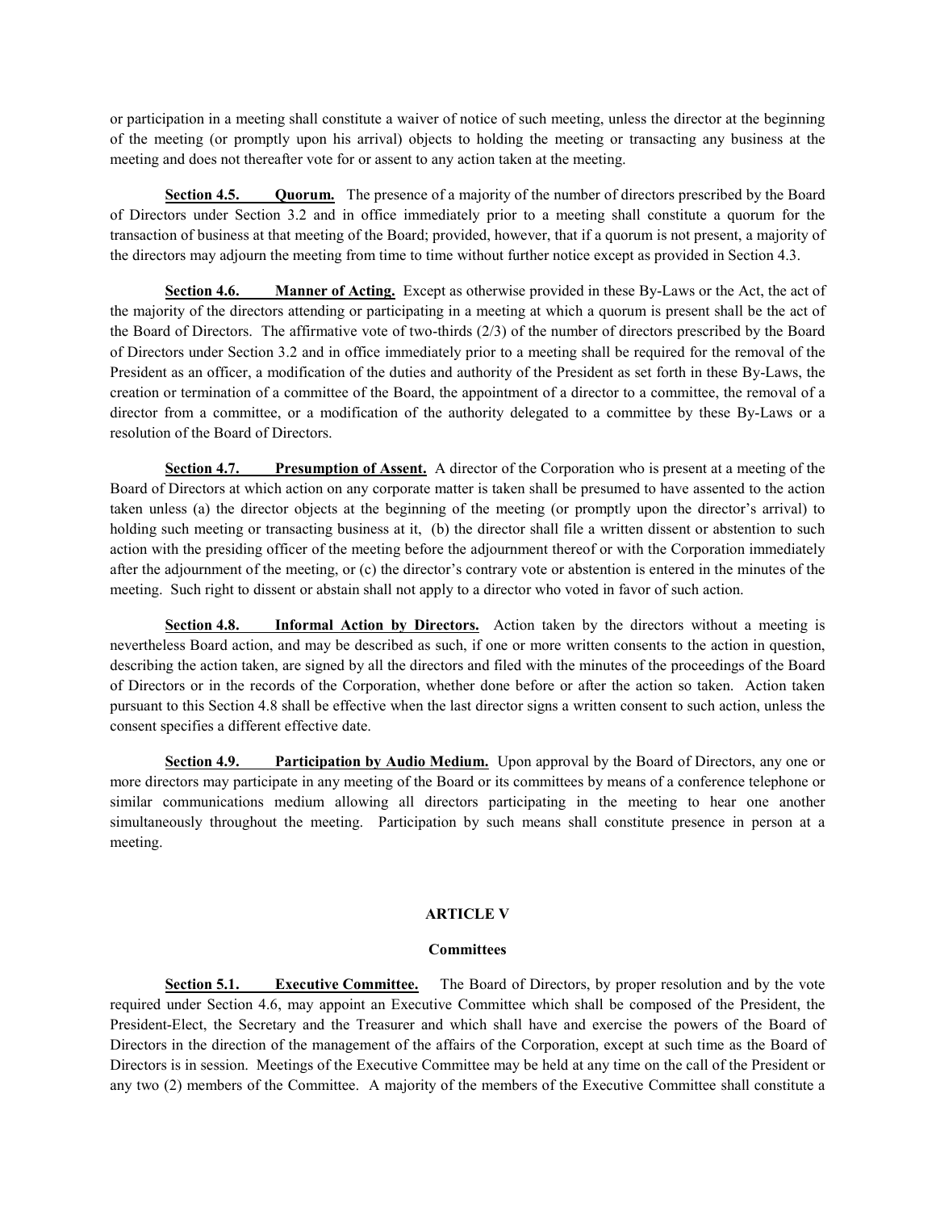or participation in a meeting shall constitute a waiver of notice of such meeting, unless the director at the beginning of the meeting (or promptly upon his arrival) objects to holding the meeting or transacting any business at the meeting and does not thereafter vote for or assent to any action taken at the meeting.

**Section 4.5. Quorum.** The presence of a majority of the number of directors prescribed by the Board of Directors under Section 3.2 and in office immediately prior to a meeting shall constitute a quorum for the transaction of business at that meeting of the Board; provided, however, that if a quorum is not present, a majority of the directors may adjourn the meeting from time to time without further notice except as provided in Section 4.3.

**Section 4.6. Manner of Acting.** Except as otherwise provided in these By-Laws or the Act, the act of the majority of the directors attending or participating in a meeting at which a quorum is present shall be the act of the Board of Directors. The affirmative vote of two-thirds (2/3) of the number of directors prescribed by the Board of Directors under Section 3.2 and in office immediately prior to a meeting shall be required for the removal of the President as an officer, a modification of the duties and authority of the President as set forth in these By-Laws, the creation or termination of a committee of the Board, the appointment of a director to a committee, the removal of a director from a committee, or a modification of the authority delegated to a committee by these By-Laws or a resolution of the Board of Directors.

**Section 4.7. Presumption of Assent.** A director of the Corporation who is present at a meeting of the Board of Directors at which action on any corporate matter is taken shall be presumed to have assented to the action taken unless (a) the director objects at the beginning of the meeting (or promptly upon the director's arrival) to holding such meeting or transacting business at it, (b) the director shall file a written dissent or abstention to such action with the presiding officer of the meeting before the adjournment thereof or with the Corporation immediately after the adjournment of the meeting, or (c) the director's contrary vote or abstention is entered in the minutes of the meeting. Such right to dissent or abstain shall not apply to a director who voted in favor of such action.

**Section 4.8. Informal Action by Directors.** Action taken by the directors without a meeting is nevertheless Board action, and may be described as such, if one or more written consents to the action in question, describing the action taken, are signed by all the directors and filed with the minutes of the proceedings of the Board of Directors or in the records of the Corporation, whether done before or after the action so taken. Action taken pursuant to this Section 4.8 shall be effective when the last director signs a written consent to such action, unless the consent specifies a different effective date.

**Section 4.9. Participation by Audio Medium.** Upon approval by the Board of Directors, any one or more directors may participate in any meeting of the Board or its committees by means of a conference telephone or similar communications medium allowing all directors participating in the meeting to hear one another simultaneously throughout the meeting. Participation by such means shall constitute presence in person at a meeting.

## ARTICLE V

## Committees

**Section 5.1. Executive Committee.** The Board of Directors, by proper resolution and by the vote required under Section 4.6, may appoint an Executive Committee which shall be composed of the President, the President-Elect, the Secretary and the Treasurer and which shall have and exercise the powers of the Board of Directors in the direction of the management of the affairs of the Corporation, except at such time as the Board of Directors is in session. Meetings of the Executive Committee may be held at any time on the call of the President or any two (2) members of the Committee. A majority of the members of the Executive Committee shall constitute a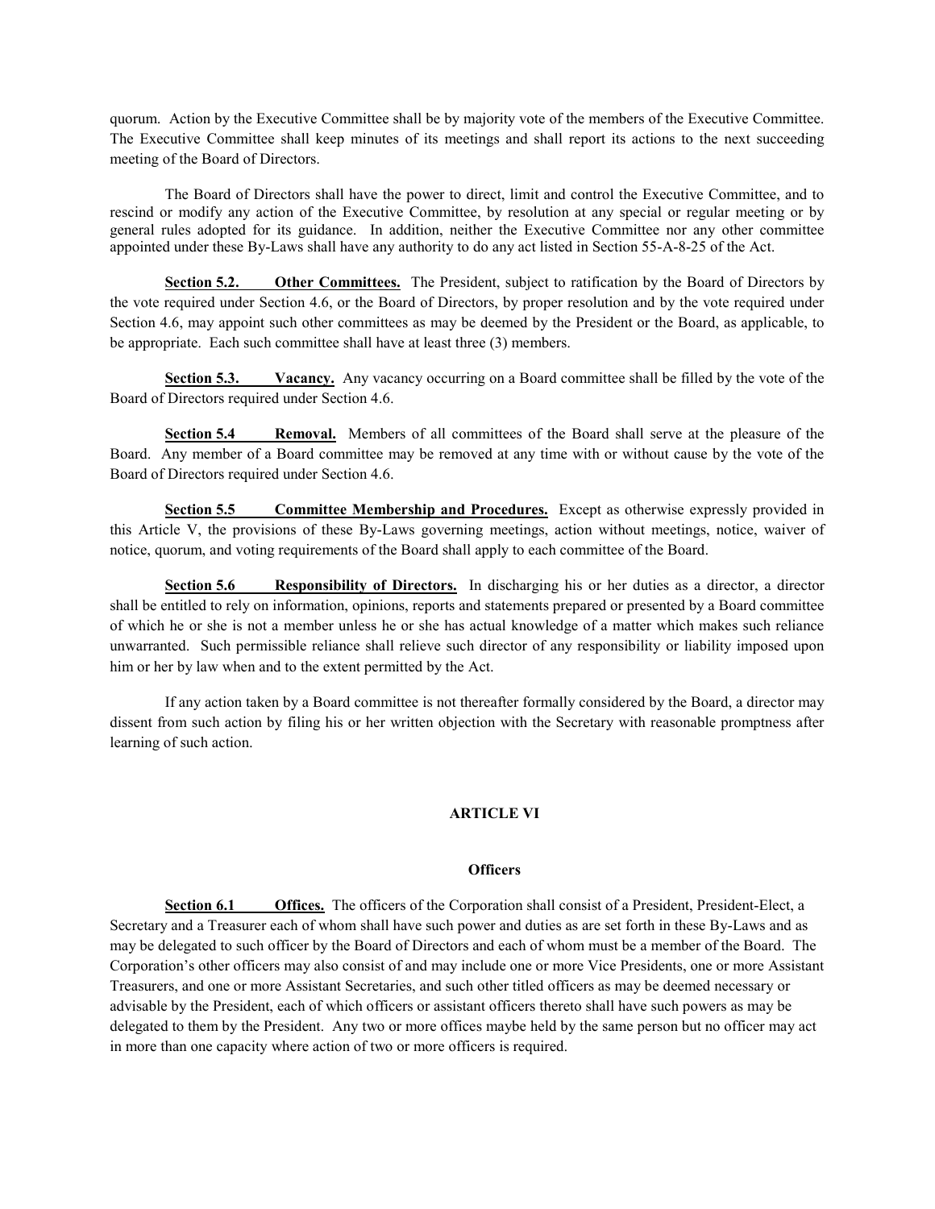quorum. Action by the Executive Committee shall be by majority vote of the members of the Executive Committee. The Executive Committee shall keep minutes of its meetings and shall report its actions to the next succeeding meeting of the Board of Directors.

The Board of Directors shall have the power to direct, limit and control the Executive Committee, and to rescind or modify any action of the Executive Committee, by resolution at any special or regular meeting or by general rules adopted for its guidance. In addition, neither the Executive Committee nor any other committee appointed under these By-Laws shall have any authority to do any act listed in Section 55-A-8-25 of the Act.

**Section 5.2. Other Committees.** The President, subject to ratification by the Board of Directors by the vote required under Section 4.6, or the Board of Directors, by proper resolution and by the vote required under Section 4.6, may appoint such other committees as may be deemed by the President or the Board, as applicable, to be appropriate. Each such committee shall have at least three (3) members.

**Section 5.3. Vacancy.** Any vacancy occurring on a Board committee shall be filled by the vote of the Board of Directors required under Section 4.6.

**Section 5.4 Removal.** Members of all committees of the Board shall serve at the pleasure of the Board. Any member of a Board committee may be removed at any time with or without cause by the vote of the Board of Directors required under Section 4.6.

**Section 5.5 Committee Membership and Procedures.** Except as otherwise expressly provided in this Article V, the provisions of these By-Laws governing meetings, action without meetings, notice, waiver of notice, quorum, and voting requirements of the Board shall apply to each committee of the Board.

**Section 5.6 Responsibility of Directors.** In discharging his or her duties as a director, a director shall be entitled to rely on information, opinions, reports and statements prepared or presented by a Board committee of which he or she is not a member unless he or she has actual knowledge of a matter which makes such reliance unwarranted. Such permissible reliance shall relieve such director of any responsibility or liability imposed upon him or her by law when and to the extent permitted by the Act.

If any action taken by a Board committee is not thereafter formally considered by the Board, a director may dissent from such action by filing his or her written objection with the Secretary with reasonable promptness after learning of such action.

## ARTICLE VI

### Officers

**Section 6.1 Offices.** The officers of the Corporation shall consist of a President, President-Elect, a Secretary and a Treasurer each of whom shall have such power and duties as are set forth in these By-Laws and as may be delegated to such officer by the Board of Directors and each of whom must be a member of the Board. The Corporation's other officers may also consist of and may include one or more Vice Presidents, one or more Assistant Treasurers, and one or more Assistant Secretaries, and such other titled officers as may be deemed necessary or advisable by the President, each of which officers or assistant officers thereto shall have such powers as may be delegated to them by the President. Any two or more offices maybe held by the same person but no officer may act in more than one capacity where action of two or more officers is required.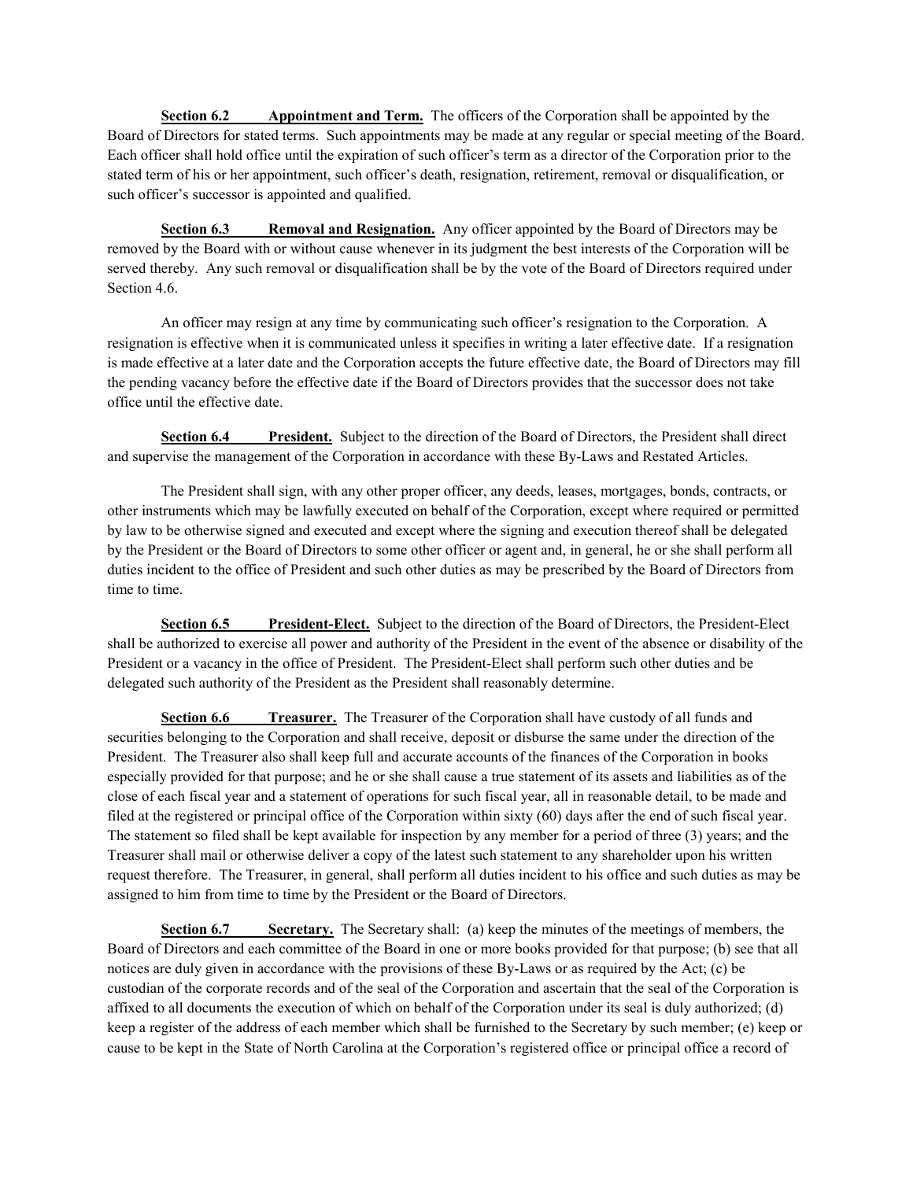**Section 6.2 Appointment and Term.** The officers of the Corporation shall be appointed by the Board of Directors for stated terms. Such appointments may be made at any regular or special meeting of the Board. Each officer shall hold office until the expiration of such officer's term as a director of the Corporation prior to the stated term of his or her appointment, such officer's death, resignation, retirement, removal or disqualification, or such officer's successor is appointed and qualified.

**Section 6.3 Removal and Resignation.** Any officer appointed by the Board of Directors may be removed by the Board with or without cause whenever in its judgment the best interests of the Corporation will be served thereby. Any such removal or disqualification shall be by the vote of the Board of Directors required under Section 4.6.

An officer may resign at any time by communicating such officer's resignation to the Corporation. A resignation is effective when it is communicated unless it specifies in writing a later effective date. If a resignation is made effective at a later date and the Corporation accepts the future effective date, the Board of Directors may fill the pending vacancy before the effective date if the Board of Directors provides that the successor does not take office until the effective date.

**Section 6.4 President.** Subject to the direction of the Board of Directors, the President shall direct and supervise the management of the Corporation in accordance with these By-Laws and Restated Articles.

The President shall sign, with any other proper officer, any deeds, leases, mortgages, bonds, contracts, or other instruments which may be lawfully executed on behalf of the Corporation, except where required or permitted by law to be otherwise signed and executed and except where the signing and execution thereof shall be delegated by the President or the Board of Directors to some other officer or agent and, in general, he or she shall perform all duties incident to the office of President and such other duties as may be prescribed by the Board of Directors from time to time.

**Section 6.5 President-Elect.** Subject to the direction of the Board of Directors, the President-Elect shall be authorized to exercise all power and authority of the President in the event of the absence or disability of the President or a vacancy in the office of President. The President-Elect shall perform such other duties and be delegated such authority of the President as the President shall reasonably determine.

**Section 6.6 Treasurer.** The Treasurer of the Corporation shall have custody of all funds and securities belonging to the Corporation and shall receive, deposit or disburse the same under the direction of the President. The Treasurer also shall keep full and accurate accounts of the finances of the Corporation in books especially provided for that purpose; and he or she shall cause a true statement of its assets and liabilities as of the close of each fiscal year and a statement of operations for such fiscal year, all in reasonable detail, to be made and filed at the registered or principal office of the Corporation within sixty (60) days after the end of such fiscal year. The statement so filed shall be kept available for inspection by any member for a period of three (3) years; and the Treasurer shall mail or otherwise deliver a copy of the latest such statement to any shareholder upon his written request therefore. The Treasurer, in general, shall perform all duties incident to his office and such duties as may be assigned to him from time to time by the President or the Board of Directors.

**Section 6.7 Secretary.** The Secretary shall: (a) keep the minutes of the meetings of members, the Board of Directors and each committee of the Board in one or more books provided for that purpose; (b) see that all notices are duly given in accordance with the provisions of these By-Laws or as required by the Act; (c) be custodian of the corporate records and of the seal of the Corporation and ascertain that the seal of the Corporation is affixed to all documents the execution of which on behalf of the Corporation under its seal is duly authorized; (d) keep a register of the address of each member which shall be furnished to the Secretary by such member; (e) keep or cause to be kept in the State of North Carolina at the Corporation's registered office or principal office a record of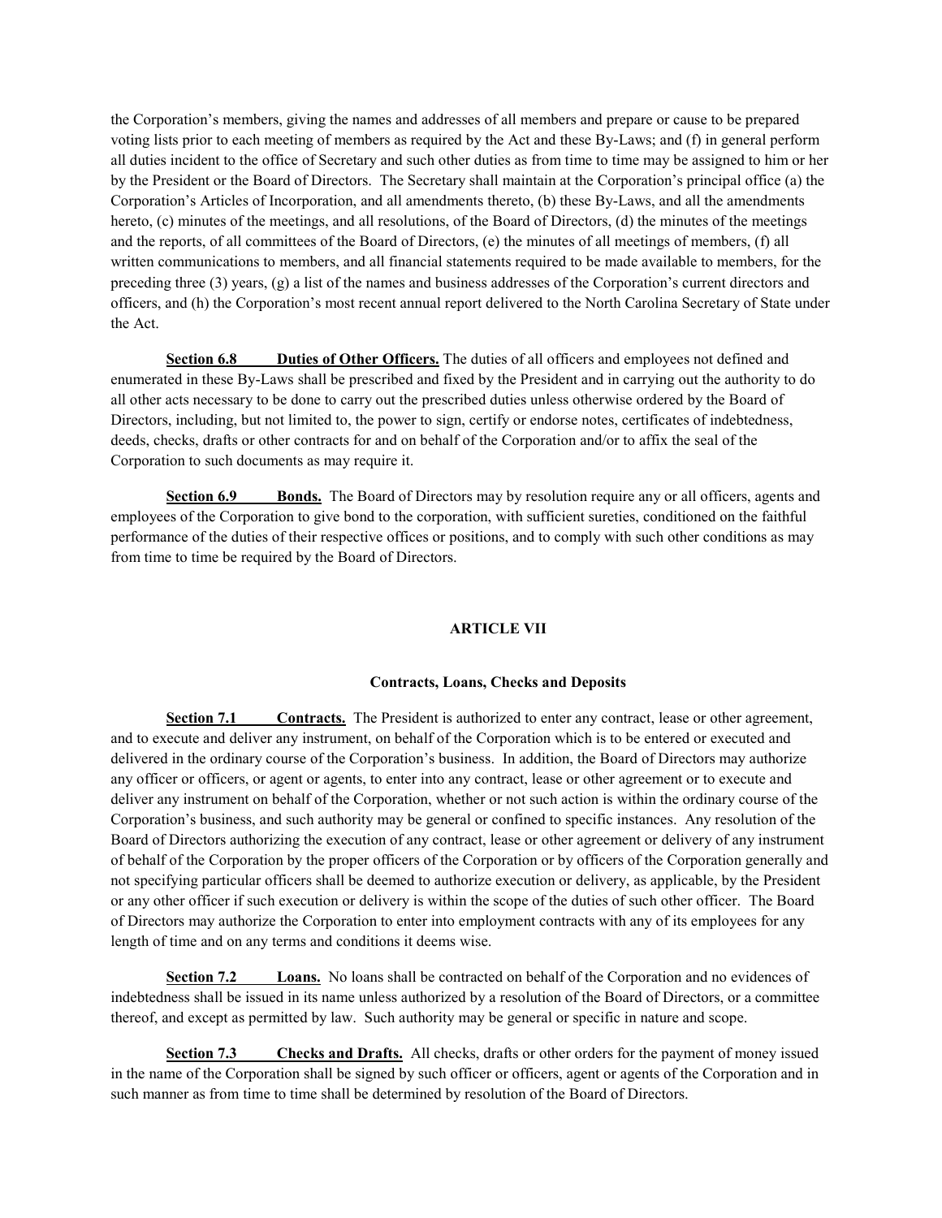the Corporation's members, giving the names and addresses of all members and prepare or cause to be prepared voting lists prior to each meeting of members as required by the Act and these By-Laws; and (f) in general perform all duties incident to the office of Secretary and such other duties as from time to time may be assigned to him or her by the President or the Board of Directors. The Secretary shall maintain at the Corporation's principal office (a) the Corporation's Articles of Incorporation, and all amendments thereto, (b) these By-Laws, and all the amendments hereto, (c) minutes of the meetings, and all resolutions, of the Board of Directors, (d) the minutes of the meetings and the reports, of all committees of the Board of Directors, (e) the minutes of all meetings of members, (f) all written communications to members, and all financial statements required to be made available to members, for the preceding three (3) years, (g) a list of the names and business addresses of the Corporation's current directors and officers, and (h) the Corporation's most recent annual report delivered to the North Carolina Secretary of State under the Act.

**Section 6.8 Duties of Other Officers.** The duties of all officers and employees not defined and enumerated in these By-Laws shall be prescribed and fixed by the President and in carrying out the authority to do all other acts necessary to be done to carry out the prescribed duties unless otherwise ordered by the Board of Directors, including, but not limited to, the power to sign, certify or endorse notes, certificates of indebtedness, deeds, checks, drafts or other contracts for and on behalf of the Corporation and/or to affix the seal of the Corporation to such documents as may require it.

**Section 6.9 Bonds.** The Board of Directors may by resolution require any or all officers, agents and employees of the Corporation to give bond to the corporation, with sufficient sureties, conditioned on the faithful performance of the duties of their respective offices or positions, and to comply with such other conditions as may from time to time be required by the Board of Directors.

## ARTICLE VII

### Contracts, Loans, Checks and Deposits

**Section 7.1 Contracts.** The President is authorized to enter any contract, lease or other agreement, and to execute and deliver any instrument, on behalf of the Corporation which is to be entered or executed and delivered in the ordinary course of the Corporation's business. In addition, the Board of Directors may authorize any officer or officers, or agent or agents, to enter into any contract, lease or other agreement or to execute and deliver any instrument on behalf of the Corporation, whether or not such action is within the ordinary course of the Corporation's business, and such authority may be general or confined to specific instances. Any resolution of the Board of Directors authorizing the execution of any contract, lease or other agreement or delivery of any instrument of behalf of the Corporation by the proper officers of the Corporation or by officers of the Corporation generally and not specifying particular officers shall be deemed to authorize execution or delivery, as applicable, by the President or any other officer if such execution or delivery is within the scope of the duties of such other officer. The Board of Directors may authorize the Corporation to enter into employment contracts with any of its employees for any length of time and on any terms and conditions it deems wise.

**Section 7.2 Loans.** No loans shall be contracted on behalf of the Corporation and no evidences of indebtedness shall be issued in its name unless authorized by a resolution of the Board of Directors, or a committee thereof, and except as permitted by law. Such authority may be general or specific in nature and scope.

**Section 7.3 Checks and Drafts.** All checks, drafts or other orders for the payment of money issued in the name of the Corporation shall be signed by such officer or officers, agent or agents of the Corporation and in such manner as from time to time shall be determined by resolution of the Board of Directors.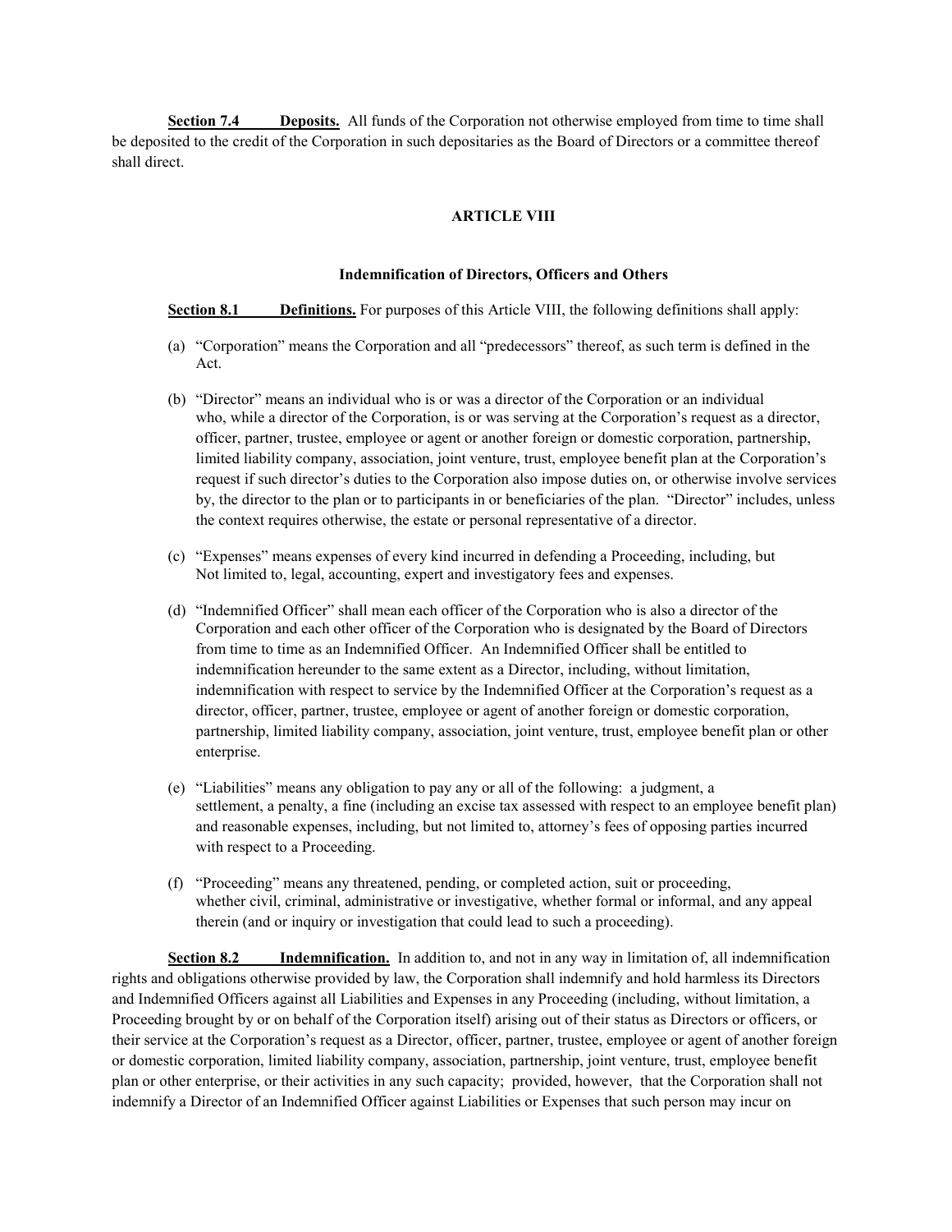**Section 7.4 Deposits.** All funds of the Corporation not otherwise employed from time to time shall be deposited to the credit of the Corporation in such depositaries as the Board of Directors or a committee thereof shall direct.

## ARTICLE VIII

### Indemnification of Directors, Officers and Others

**Section 8.1 Definitions.** For purposes of this Article VIII, the following definitions shall apply:

(a) "Corporation" means the Corporation and all "predecessors" thereof, as such term is defined in the Act.

(b) "Director" means an individual who is or was a director of the Corporation or an individual who, while a director of the Corporation, is or was serving at the Corporation's request as a director, officer, partner, trustee, employee or agent or another foreign or domestic corporation, partnership, limited liability company, association, joint venture, trust, employee benefit plan at the Corporation's request if such director's duties to the Corporation also impose duties on, or otherwise involve services by, the director to the plan or to participants in or beneficiaries of the plan. "Director" includes, unless the context requires otherwise, the estate or personal representative of a director.

(c) "Expenses" means expenses of every kind incurred in defending a Proceeding, including, but Not limited to, legal, accounting, expert and investigatory fees and expenses.

(d) "Indemnified Officer" shall mean each officer of the Corporation who is also a director of the Corporation and each other officer of the Corporation who is designated by the Board of Directors from time to time as an Indemnified Officer. An Indemnified Officer shall be entitled to indemnification hereunder to the same extent as a Director, including, without limitation, indemnification with respect to service by the Indemnified Officer at the Corporation's request as a director, officer, partner, trustee, employee or agent of another foreign or domestic corporation, partnership, limited liability company, association, joint venture, trust, employee benefit plan or other enterprise.

(e) "Liabilities" means any obligation to pay any or all of the following: a judgment, a settlement, a penalty, a fine (including an excise tax assessed with respect to an employee benefit plan) and reasonable expenses, including, but not limited to, attorney's fees of opposing parties incurred with respect to a Proceeding.

(f) "Proceeding" means any threatened, pending, or completed action, suit or proceeding, whether civil, criminal, administrative or investigative, whether formal or informal, and any appeal therein (and or inquiry or investigation that could lead to such a proceeding).

**Section 8.2 Indemnification.** In addition to, and not in any way in limitation of, all indemnification rights and obligations otherwise provided by law, the Corporation shall indemnify and hold harmless its Directors and Indemnified Officers against all Liabilities and Expenses in any Proceeding (including, without limitation, a Proceeding brought by or on behalf of the Corporation itself) arising out of their status as Directors or officers, or their service at the Corporation's request as a Director, officer, partner, trustee, employee or agent of another foreign or domestic corporation, limited liability company, association, partnership, joint venture, trust, employee benefit plan or other enterprise, or their activities in any such capacity; provided, however, that the Corporation shall not indemnify a Director of an Indemnified Officer against Liabilities or Expenses that such person may incur on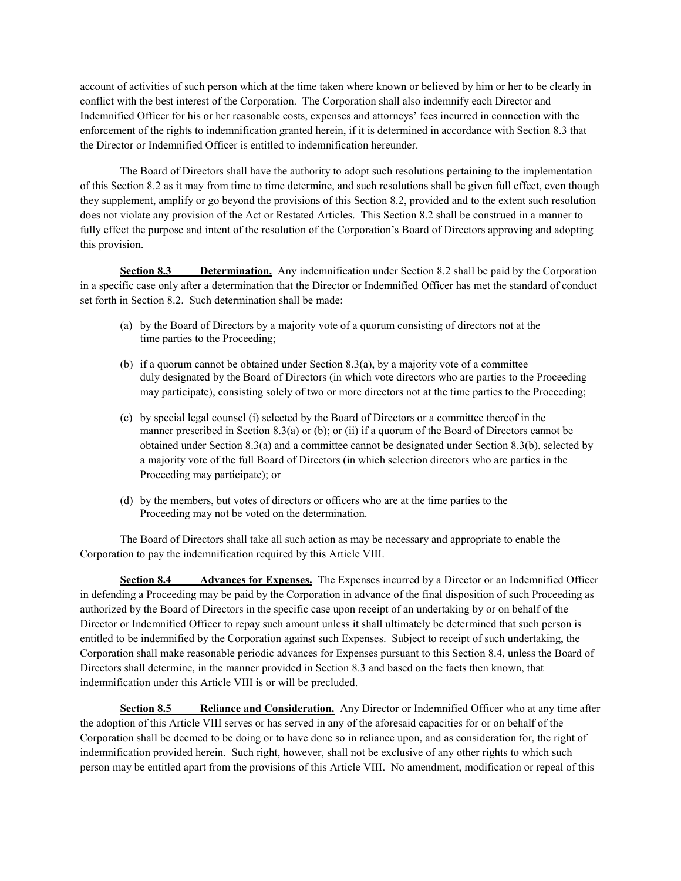account of activities of such person which at the time taken where known or believed by him or her to be clearly in conflict with the best interest of the Corporation. The Corporation shall also indemnify each Director and Indemnified Officer for his or her reasonable costs, expenses and attorneys' fees incurred in connection with the enforcement of the rights to indemnification granted herein, if it is determined in accordance with Section 8.3 that the Director or Indemnified Officer is entitled to indemnification hereunder.

The Board of Directors shall have the authority to adopt such resolutions pertaining to the implementation of this Section 8.2 as it may from time to time determine, and such resolutions shall be given full effect, even though they supplement, amplify or go beyond the provisions of this Section 8.2, provided and to the extent such resolution does not violate any provision of the Act or Restated Articles. This Section 8.2 shall be construed in a manner to fully effect the purpose and intent of the resolution of the Corporation's Board of Directors approving and adopting this provision.

**Section 8.3 Determination.** Any indemnification under Section 8.2 shall be paid by the Corporation in a specific case only after a determination that the Director or Indemnified Officer has met the standard of conduct set forth in Section 8.2. Such determination shall be made:

(a) by the Board of Directors by a majority vote of a quorum consisting of directors not at the time parties to the Proceeding;

(b) if a quorum cannot be obtained under Section 8.3(a), by a majority vote of a committee duly designated by the Board of Directors (in which vote directors who are parties to the Proceeding may participate), consisting solely of two or more directors not at the time parties to the Proceeding;

(c) by special legal counsel (i) selected by the Board of Directors or a committee thereof in the manner prescribed in Section 8.3(a) or (b); or (ii) if a quorum of the Board of Directors cannot be obtained under Section 8.3(a) and a committee cannot be designated under Section 8.3(b), selected by a majority vote of the full Board of Directors (in which selection directors who are parties in the Proceeding may participate); or

(d) by the members, but votes of directors or officers who are at the time parties to the Proceeding may not be voted on the determination.

The Board of Directors shall take all such action as may be necessary and appropriate to enable the Corporation to pay the indemnification required by this Article VIII.

**Section 8.4 Advances for Expenses.** The Expenses incurred by a Director or an Indemnified Officer in defending a Proceeding may be paid by the Corporation in advance of the final disposition of such Proceeding as authorized by the Board of Directors in the specific case upon receipt of an undertaking by or on behalf of the Director or Indemnified Officer to repay such amount unless it shall ultimately be determined that such person is entitled to be indemnified by the Corporation against such Expenses. Subject to receipt of such undertaking, the Corporation shall make reasonable periodic advances for Expenses pursuant to this Section 8.4, unless the Board of Directors shall determine, in the manner provided in Section 8.3 and based on the facts then known, that indemnification under this Article VIII is or will be precluded.

**Section 8.5 Reliance and Consideration.** Any Director or Indemnified Officer who at any time after the adoption of this Article VIII serves or has served in any of the aforesaid capacities for or on behalf of the Corporation shall be deemed to be doing or to have done so in reliance upon, and as consideration for, the right of indemnification provided herein. Such right, however, shall not be exclusive of any other rights to which such person may be entitled apart from the provisions of this Article VIII. No amendment, modification or repeal of this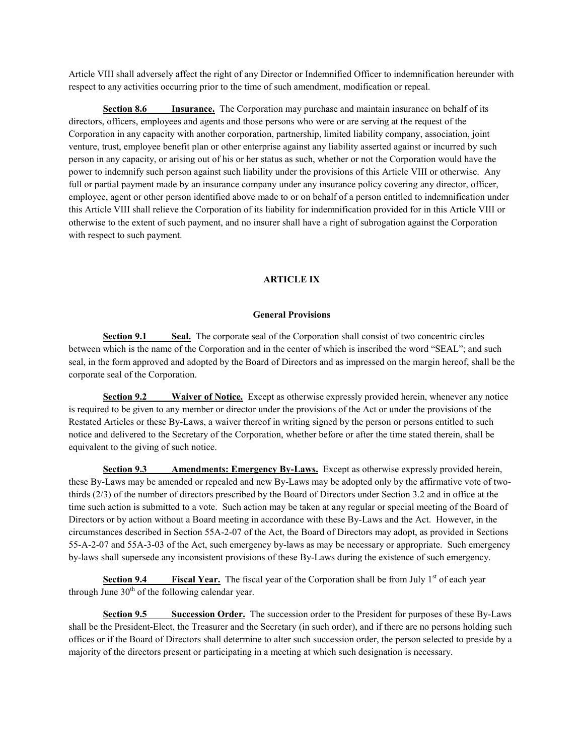Article VIII shall adversely affect the right of any Director or Indemnified Officer to indemnification hereunder with respect to any activities occurring prior to the time of such amendment, modification or repeal.

**Section 8.6 Insurance.** The Corporation may purchase and maintain insurance on behalf of its directors, officers, employees and agents and those persons who were or are serving at the request of the Corporation in any capacity with another corporation, partnership, limited liability company, association, joint venture, trust, employee benefit plan or other enterprise against any liability asserted against or incurred by such person in any capacity, or arising out of his or her status as such, whether or not the Corporation would have the power to indemnify such person against such liability under the provisions of this Article VIII or otherwise. Any full or partial payment made by an insurance company under any insurance policy covering any director, officer, employee, agent or other person identified above made to or on behalf of a person entitled to indemnification under this Article VIII shall relieve the Corporation of its liability for indemnification provided for in this Article VIII or otherwise to the extent of such payment, and no insurer shall have a right of subrogation against the Corporation with respect to such payment.

## ARTICLE IX

### General Provisions

**Section 9.1 Seal.** The corporate seal of the Corporation shall consist of two concentric circles between which is the name of the Corporation and in the center of which is inscribed the word "SEAL"; and such seal, in the form approved and adopted by the Board of Directors and as impressed on the margin hereof, shall be the corporate seal of the Corporation.

**Section 9.2 Waiver of Notice.** Except as otherwise expressly provided herein, whenever any notice is required to be given to any member or director under the provisions of the Act or under the provisions of the Restated Articles or these By-Laws, a waiver thereof in writing signed by the person or persons entitled to such notice and delivered to the Secretary of the Corporation, whether before or after the time stated therein, shall be equivalent to the giving of such notice.

**Section 9.3 Amendments: Emergency By-Laws.** Except as otherwise expressly provided herein, these By-Laws may be amended or repealed and new By-Laws may be adopted only by the affirmative vote of two-thirds (2/3) of the number of directors prescribed by the Board of Directors under Section 3.2 and in office at the time such action is submitted to a vote. Such action may be taken at any regular or special meeting of the Board of Directors or by action without a Board meeting in accordance with these By-Laws and the Act. However, in the circumstances described in Section 55A-2-07 of the Act, the Board of Directors may adopt, as provided in Sections 55-A-2-07 and 55A-3-03 of the Act, such emergency by-laws as may be necessary or appropriate. Such emergency by-laws shall supersede any inconsistent provisions of these By-Laws during the existence of such emergency.

**Section 9.4 Fiscal Year.** The fiscal year of the Corporation shall be from July 1st of each year through June 30th of the following calendar year.

**Section 9.5 Succession Order.** The succession order to the President for purposes of these By-Laws shall be the President-Elect, the Treasurer and the Secretary (in such order), and if there are no persons holding such offices or if the Board of Directors shall determine to alter such succession order, the person selected to preside by a majority of the directors present or participating in a meeting at which such designation is necessary.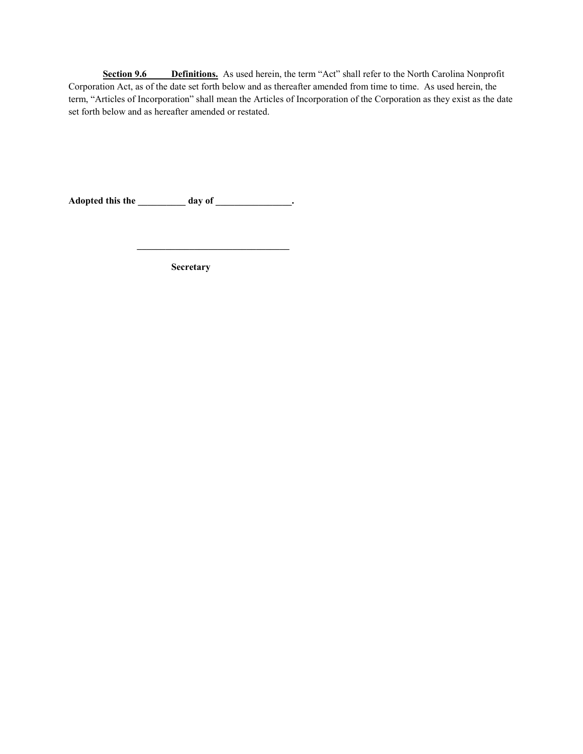**<u>Section 9.6 Definitions.</u>** As used herein, the term "Act" shall refer to the North Carolina Nonprofit Corporation Act, as of the date set forth below and as thereafter amended from time to time. As used herein, the term, "Articles of Incorporation" shall mean the Articles of Incorporation of the Corporation as they exist as the date set forth below and as hereafter amended or restated.

**Adopted this the __________ day of ________________.**

**________________________________**

**Secretary**